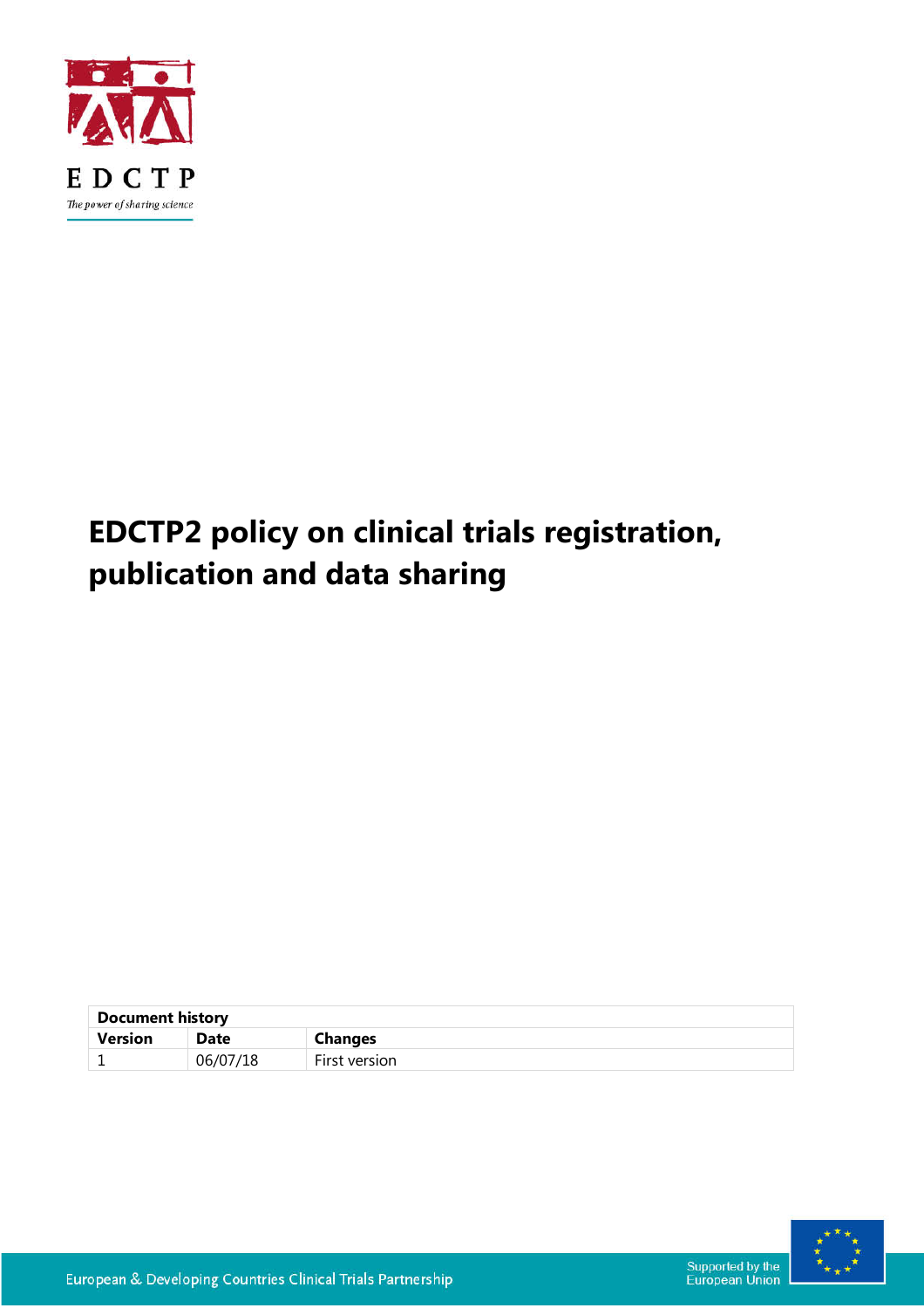EDCTP

*The power of sharing science*

# EDCTP2 policy on clinical trials registration, publication and data sharing

| Document history | | |
|---|---|---|
| **Version** | **Date** | **Changes** |
| 1 | 06/07/18 | First version |

European & Developing Countries Clinical Trials Partnership

Supported by the European Union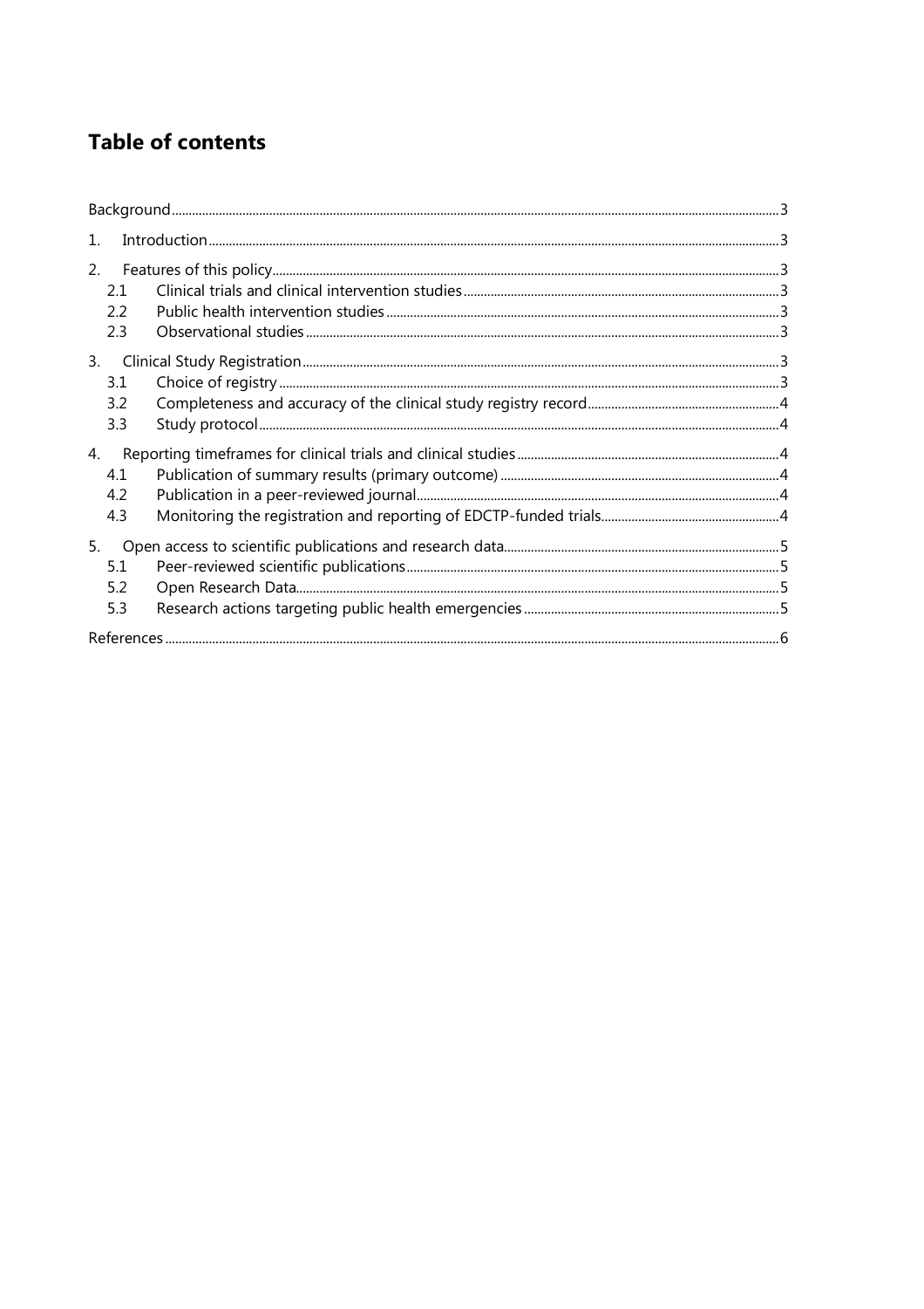# Table of contents

| | |
|---|---|
| Background | 3 |
| 1. Introduction | 3 |
| 2. Features of this policy | 3 |
| 2.1 Clinical trials and clinical intervention studies | 3 |
| 2.2 Public health intervention studies | 3 |
| 2.3 Observational studies | 3 |
| 3. Clinical Study Registration | 3 |
| 3.1 Choice of registry | 3 |
| 3.2 Completeness and accuracy of the clinical study registry record | 4 |
| 3.3 Study protocol | 4 |
| 4. Reporting timeframes for clinical trials and clinical studies | 4 |
| 4.1 Publication of summary results (primary outcome) | 4 |
| 4.2 Publication in a peer-reviewed journal | 4 |
| 4.3 Monitoring the registration and reporting of EDCTP-funded trials | 4 |
| 5. Open access to scientific publications and research data | 5 |
| 5.1 Peer-reviewed scientific publications | 5 |
| 5.2 Open Research Data | 5 |
| 5.3 Research actions targeting public health emergencies | 5 |
| References | 6 |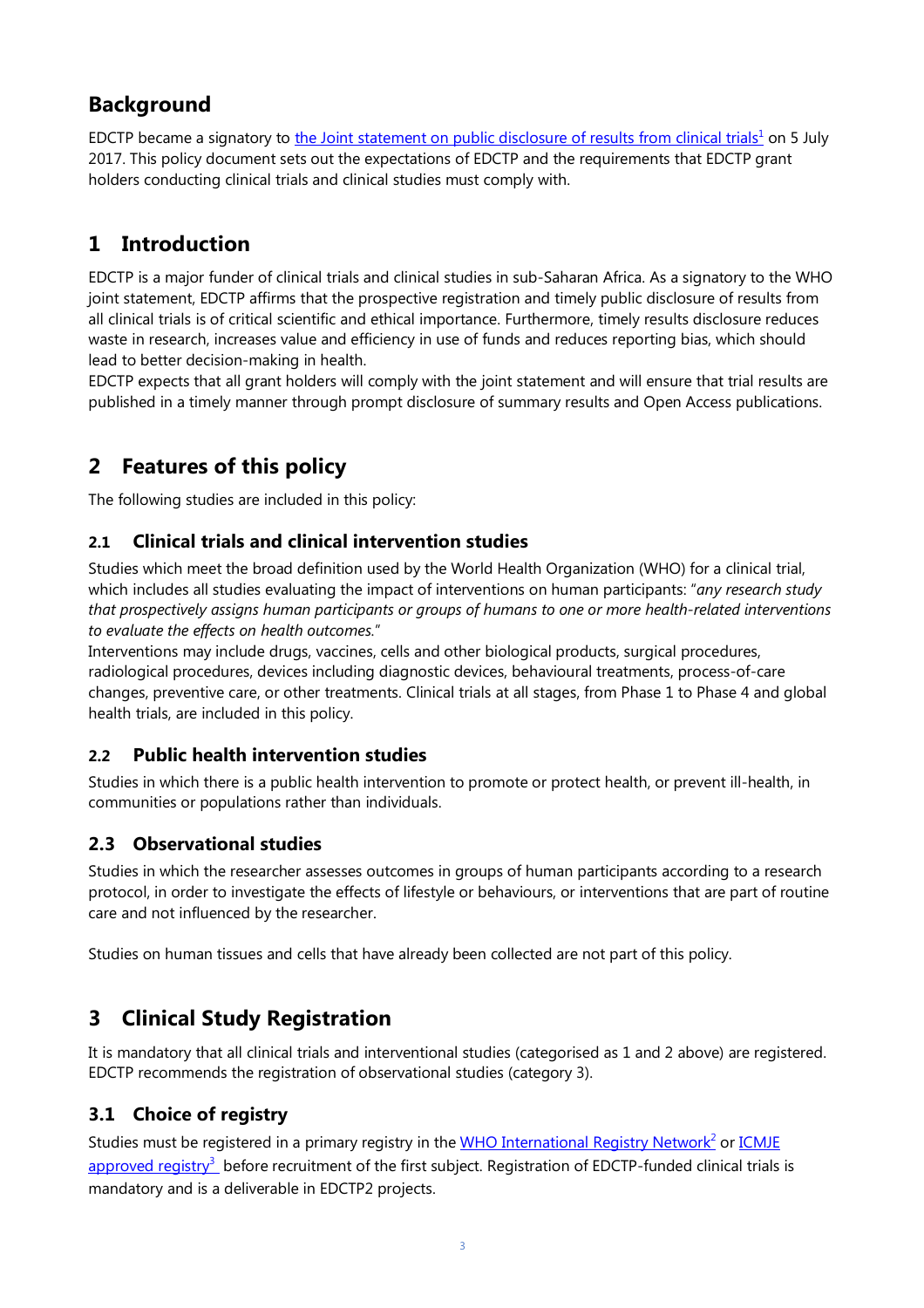## Background

EDCTP became a signatory to the Joint statement on public disclosure of results from clinical trials[1] on 5 July 2017. This policy document sets out the expectations of EDCTP and the requirements that EDCTP grant holders conducting clinical trials and clinical studies must comply with.

## 1 Introduction

EDCTP is a major funder of clinical trials and clinical studies in sub-Saharan Africa. As a signatory to the WHO joint statement, EDCTP affirms that the prospective registration and timely public disclosure of results from all clinical trials is of critical scientific and ethical importance. Furthermore, timely results disclosure reduces waste in research, increases value and efficiency in use of funds and reduces reporting bias, which should lead to better decision-making in health.

EDCTP expects that all grant holders will comply with the joint statement and will ensure that trial results are published in a timely manner through prompt disclosure of summary results and Open Access publications.

## 2 Features of this policy

The following studies are included in this policy:

### 2.1 Clinical trials and clinical intervention studies

Studies which meet the broad definition used by the World Health Organization (WHO) for a clinical trial, which includes all studies evaluating the impact of interventions on human participants: "*any research study that prospectively assigns human participants or groups of humans to one or more health-related interventions to evaluate the effects on health outcomes.*"

Interventions may include drugs, vaccines, cells and other biological products, surgical procedures, radiological procedures, devices including diagnostic devices, behavioural treatments, process-of-care changes, preventive care, or other treatments. Clinical trials at all stages, from Phase 1 to Phase 4 and global health trials, are included in this policy.

### 2.2 Public health intervention studies

Studies in which there is a public health intervention to promote or protect health, or prevent ill-health, in communities or populations rather than individuals.

### 2.3 Observational studies

Studies in which the researcher assesses outcomes in groups of human participants according to a research protocol, in order to investigate the effects of lifestyle or behaviours, or interventions that are part of routine care and not influenced by the researcher.

Studies on human tissues and cells that have already been collected are not part of this policy.

## 3 Clinical Study Registration

It is mandatory that all clinical trials and interventional studies (categorised as 1 and 2 above) are registered. EDCTP recommends the registration of observational studies (category 3).

### 3.1 Choice of registry

Studies must be registered in a primary registry in the WHO International Registry Network[2] or ICMJE approved registry[3] before recruitment of the first subject. Registration of EDCTP-funded clinical trials is mandatory and is a deliverable in EDCTP2 projects.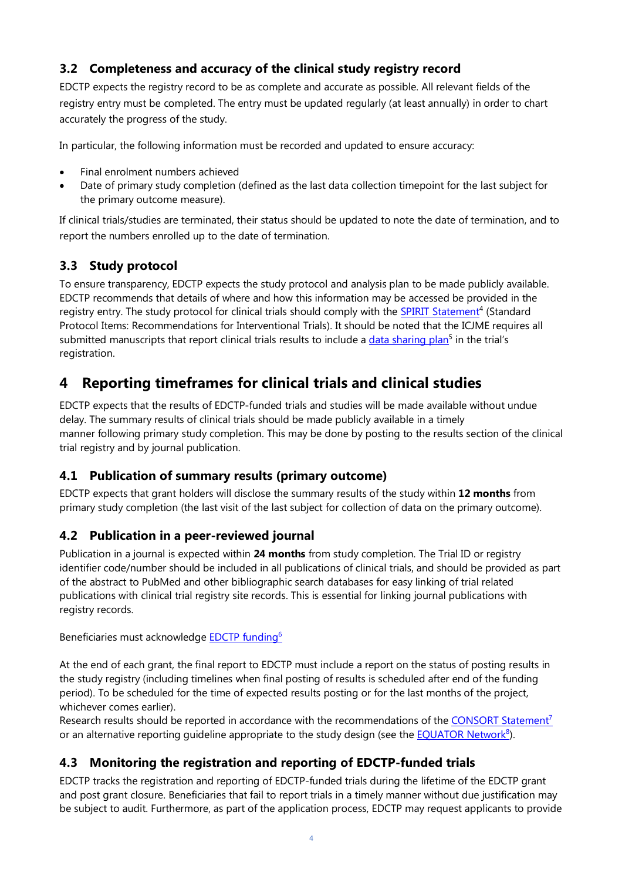### 3.2 Completeness and accuracy of the clinical study registry record

EDCTP expects the registry record to be as complete and accurate as possible. All relevant fields of the registry entry must be completed. The entry must be updated regularly (at least annually) in order to chart accurately the progress of the study.

In particular, the following information must be recorded and updated to ensure accuracy:

- Final enrolment numbers achieved
- Date of primary study completion (defined as the last data collection timepoint for the last subject for the primary outcome measure).

If clinical trials/studies are terminated, their status should be updated to note the date of termination, and to report the numbers enrolled up to the date of termination.

### 3.3 Study protocol

To ensure transparency, EDCTP expects the study protocol and analysis plan to be made publicly available. EDCTP recommends that details of where and how this information may be accessed be provided in the registry entry. The study protocol for clinical trials should comply with the SPIRIT Statement[4] (Standard Protocol Items: Recommendations for Interventional Trials). It should be noted that the ICJME requires all submitted manuscripts that report clinical trials results to include a data sharing plan[5] in the trial's registration.

## 4 Reporting timeframes for clinical trials and clinical studies

EDCTP expects that the results of EDCTP-funded trials and studies will be made available without undue delay. The summary results of clinical trials should be made publicly available in a timely manner following primary study completion. This may be done by posting to the results section of the clinical trial registry and by journal publication.

### 4.1 Publication of summary results (primary outcome)

EDCTP expects that grant holders will disclose the summary results of the study within **12 months** from primary study completion (the last visit of the last subject for collection of data on the primary outcome).

### 4.2 Publication in a peer-reviewed journal

Publication in a journal is expected within **24 months** from study completion. The Trial ID or registry identifier code/number should be included in all publications of clinical trials, and should be provided as part of the abstract to PubMed and other bibliographic search databases for easy linking of trial related publications with clinical trial registry site records. This is essential for linking journal publications with registry records.

Beneficiaries must acknowledge EDCTP funding[6]

At the end of each grant, the final report to EDCTP must include a report on the status of posting results in the study registry (including timelines when final posting of results is scheduled after end of the funding period). To be scheduled for the time of expected results posting or for the last months of the project, whichever comes earlier).
Research results should be reported in accordance with the recommendations of the CONSORT Statement[7] or an alternative reporting guideline appropriate to the study design (see the EQUATOR Network[8]).

### 4.3 Monitoring the registration and reporting of EDCTP-funded trials

EDCTP tracks the registration and reporting of EDCTP-funded trials during the lifetime of the EDCTP grant and post grant closure. Beneficiaries that fail to report trials in a timely manner without due justification may be subject to audit. Furthermore, as part of the application process, EDCTP may request applicants to provide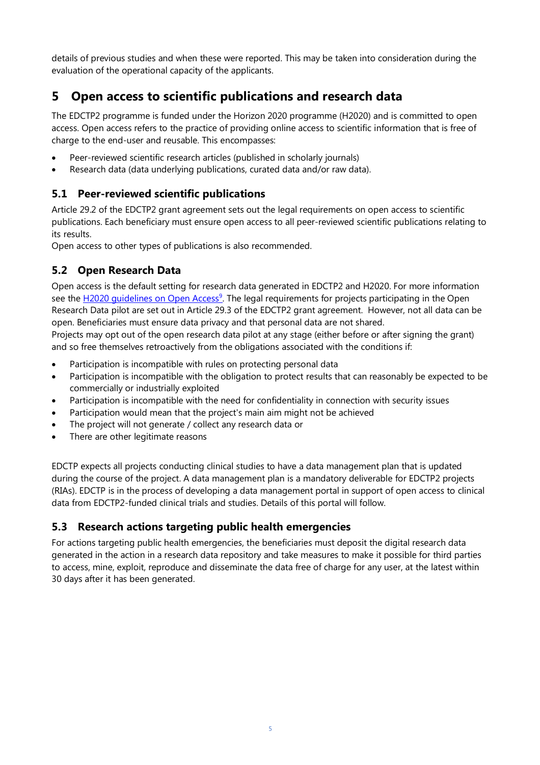details of previous studies and when these were reported. This may be taken into consideration during the evaluation of the operational capacity of the applicants.

# 5 Open access to scientific publications and research data

The EDCTP2 programme is funded under the Horizon 2020 programme (H2020) and is committed to open access. Open access refers to the practice of providing online access to scientific information that is free of charge to the end-user and reusable. This encompasses:

- Peer-reviewed scientific research articles (published in scholarly journals)
- Research data (data underlying publications, curated data and/or raw data).

## 5.1 Peer-reviewed scientific publications

Article 29.2 of the EDCTP2 grant agreement sets out the legal requirements on open access to scientific publications. Each beneficiary must ensure open access to all peer-reviewed scientific publications relating to its results.

Open access to other types of publications is also recommended.

## 5.2 Open Research Data

Open access is the default setting for research data generated in EDCTP2 and H2020. For more information see the H2020 guidelines on Open Access[9]. The legal requirements for projects participating in the Open Research Data pilot are set out in Article 29.3 of the EDCTP2 grant agreement. However, not all data can be open. Beneficiaries must ensure data privacy and that personal data are not shared.

Projects may opt out of the open research data pilot at any stage (either before or after signing the grant) and so free themselves retroactively from the obligations associated with the conditions if:

- Participation is incompatible with rules on protecting personal data
- Participation is incompatible with the obligation to protect results that can reasonably be expected to be commercially or industrially exploited
- Participation is incompatible with the need for confidentiality in connection with security issues
- Participation would mean that the project's main aim might not be achieved
- The project will not generate / collect any research data or
- There are other legitimate reasons

EDCTP expects all projects conducting clinical studies to have a data management plan that is updated during the course of the project. A data management plan is a mandatory deliverable for EDCTP2 projects (RIAs). EDCTP is in the process of developing a data management portal in support of open access to clinical data from EDCTP2-funded clinical trials and studies. Details of this portal will follow.

## 5.3 Research actions targeting public health emergencies

For actions targeting public health emergencies, the beneficiaries must deposit the digital research data generated in the action in a research data repository and take measures to make it possible for third parties to access, mine, exploit, reproduce and disseminate the data free of charge for any user, at the latest within 30 days after it has been generated.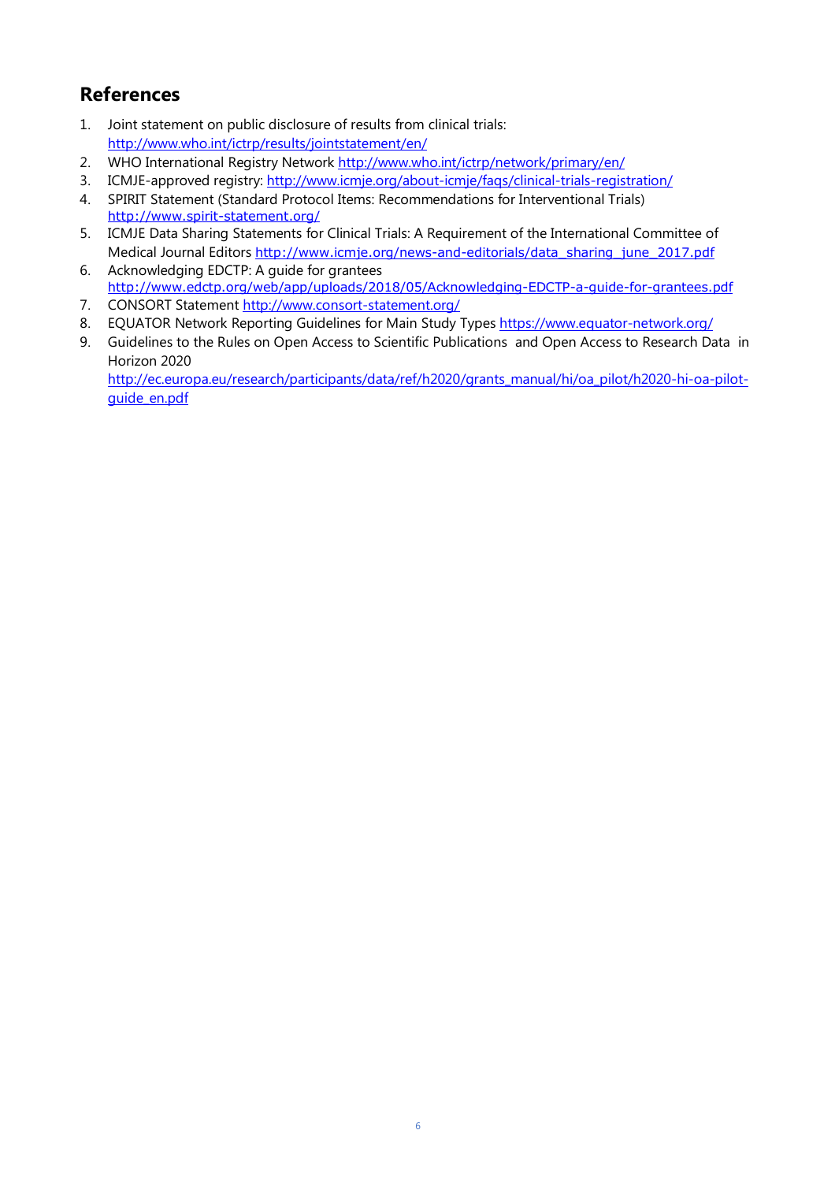## References

1. Joint statement on public disclosure of results from clinical trials: http://www.who.int/ictrp/results/jointstatement/en/
2. WHO International Registry Network http://www.who.int/ictrp/network/primary/en/
3. ICMJE-approved registry: http://www.icmje.org/about-icmje/faqs/clinical-trials-registration/
4. SPIRIT Statement (Standard Protocol Items: Recommendations for Interventional Trials) http://www.spirit-statement.org/
5. ICMJE Data Sharing Statements for Clinical Trials: A Requirement of the International Committee of Medical Journal Editors http://www.icmje.org/news-and-editorials/data_sharing_june_2017.pdf
6. Acknowledging EDCTP: A guide for grantees http://www.edctp.org/web/app/uploads/2018/05/Acknowledging-EDCTP-a-guide-for-grantees.pdf
7. CONSORT Statement http://www.consort-statement.org/
8. EQUATOR Network Reporting Guidelines for Main Study Types https://www.equator-network.org/
9. Guidelines to the Rules on Open Access to Scientific Publications and Open Access to Research Data in Horizon 2020 http://ec.europa.eu/research/participants/data/ref/h2020/grants_manual/hi/oa_pilot/h2020-hi-oa-pilot-guide_en.pdf